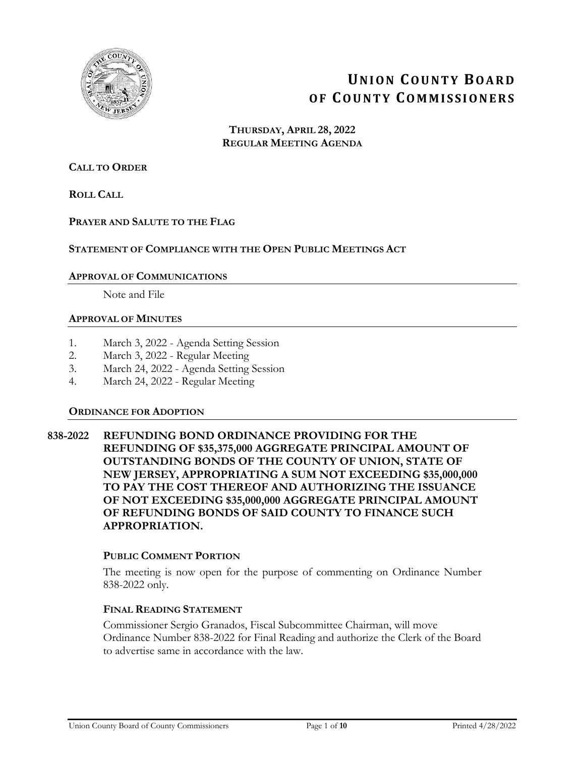# Union County Board of County Commissioners

**Thursday, April 28, 2022**
**Regular Meeting Agenda**

**Call to Order**

**Roll Call**

**Prayer and Salute to the Flag**

**Statement of Compliance with the Open Public Meetings Act**

## Approval of Communications

Note and File

## Approval of Minutes

1. March 3, 2022 - Agenda Setting Session
2. March 3, 2022 - Regular Meeting
3. March 24, 2022 - Agenda Setting Session
4. March 24, 2022 - Regular Meeting

## Ordinance for Adoption

**838-2022 REFUNDING BOND ORDINANCE PROVIDING FOR THE REFUNDING OF $35,375,000 AGGREGATE PRINCIPAL AMOUNT OF OUTSTANDING BONDS OF THE COUNTY OF UNION, STATE OF NEW JERSEY, APPROPRIATING A SUM NOT EXCEEDING $35,000,000 TO PAY THE COST THEREOF AND AUTHORIZING THE ISSUANCE OF NOT EXCEEDING $35,000,000 AGGREGATE PRINCIPAL AMOUNT OF REFUNDING BONDS OF SAID COUNTY TO FINANCE SUCH APPROPRIATION.**

### Public Comment Portion

The meeting is now open for the purpose of commenting on Ordinance Number 838-2022 only.

### Final Reading Statement

Commissioner Sergio Granados, Fiscal Subcommittee Chairman, will move Ordinance Number 838-2022 for Final Reading and authorize the Clerk of the Board to advertise same in accordance with the law.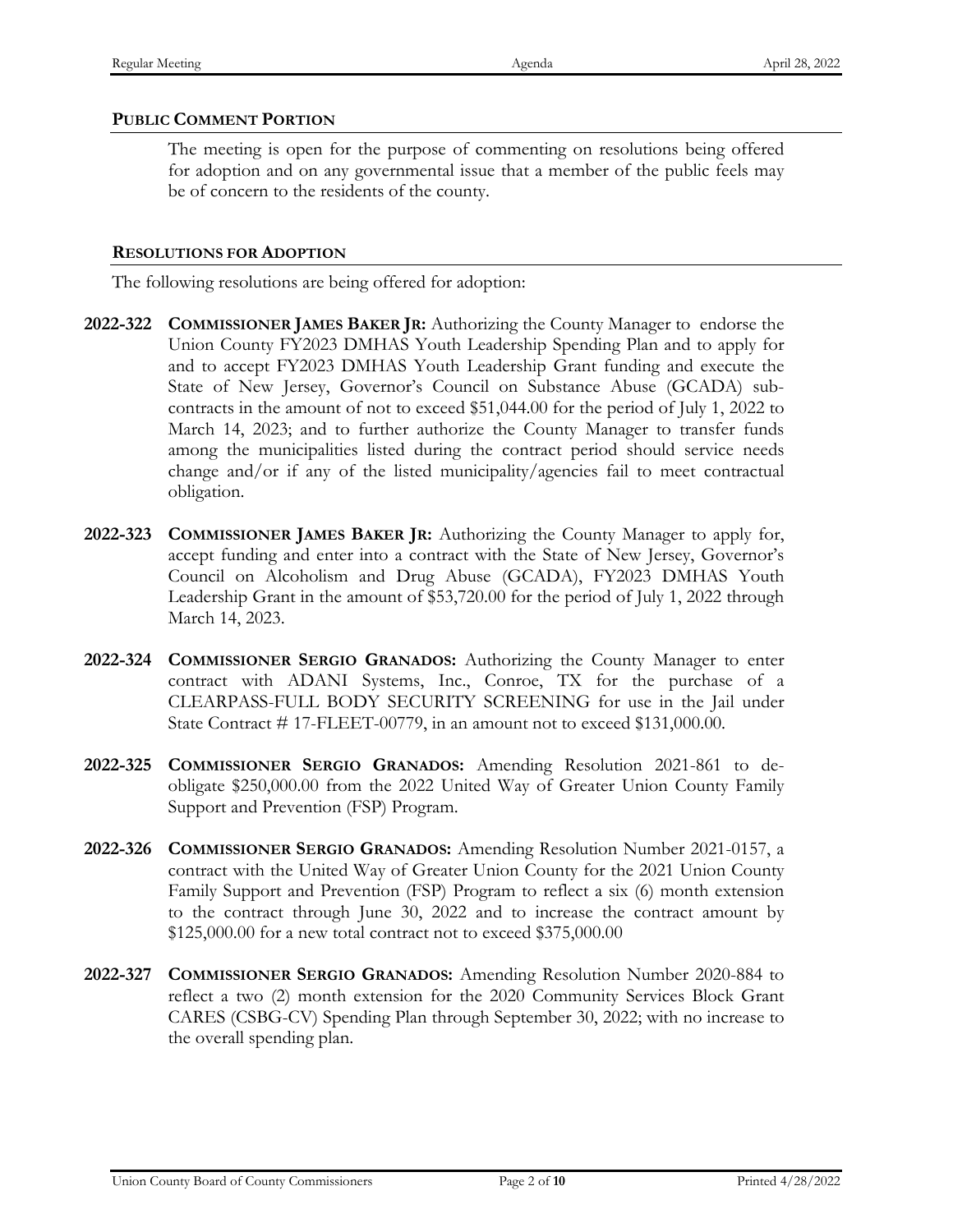## PUBLIC COMMENT PORTION

The meeting is open for the purpose of commenting on resolutions being offered for adoption and on any governmental issue that a member of the public feels may be of concern to the residents of the county.

## RESOLUTIONS FOR ADOPTION

The following resolutions are being offered for adoption:

**2022-322** **COMMISSIONER JAMES BAKER JR:** Authorizing the County Manager to endorse the Union County FY2023 DMHAS Youth Leadership Spending Plan and to apply for and to accept FY2023 DMHAS Youth Leadership Grant funding and execute the State of New Jersey, Governor's Council on Substance Abuse (GCADA) sub-contracts in the amount of not to exceed $51,044.00 for the period of July 1, 2022 to March 14, 2023; and to further authorize the County Manager to transfer funds among the municipalities listed during the contract period should service needs change and/or if any of the listed municipality/agencies fail to meet contractual obligation.

**2022-323** **COMMISSIONER JAMES BAKER JR:** Authorizing the County Manager to apply for, accept funding and enter into a contract with the State of New Jersey, Governor's Council on Alcoholism and Drug Abuse (GCADA), FY2023 DMHAS Youth Leadership Grant in the amount of $53,720.00 for the period of July 1, 2022 through March 14, 2023.

**2022-324** **COMMISSIONER SERGIO GRANADOS:** Authorizing the County Manager to enter contract with ADANI Systems, Inc., Conroe, TX for the purchase of a CLEARPASS-FULL BODY SECURITY SCREENING for use in the Jail under State Contract # 17-FLEET-00779, in an amount not to exceed $131,000.00.

**2022-325** **COMMISSIONER SERGIO GRANADOS:** Amending Resolution 2021-861 to de-obligate $250,000.00 from the 2022 United Way of Greater Union County Family Support and Prevention (FSP) Program.

**2022-326** **COMMISSIONER SERGIO GRANADOS:** Amending Resolution Number 2021-0157, a contract with the United Way of Greater Union County for the 2021 Union County Family Support and Prevention (FSP) Program to reflect a six (6) month extension to the contract through June 30, 2022 and to increase the contract amount by $125,000.00 for a new total contract not to exceed $375,000.00

**2022-327** **COMMISSIONER SERGIO GRANADOS:** Amending Resolution Number 2020-884 to reflect a two (2) month extension for the 2020 Community Services Block Grant CARES (CSBG-CV) Spending Plan through September 30, 2022; with no increase to the overall spending plan.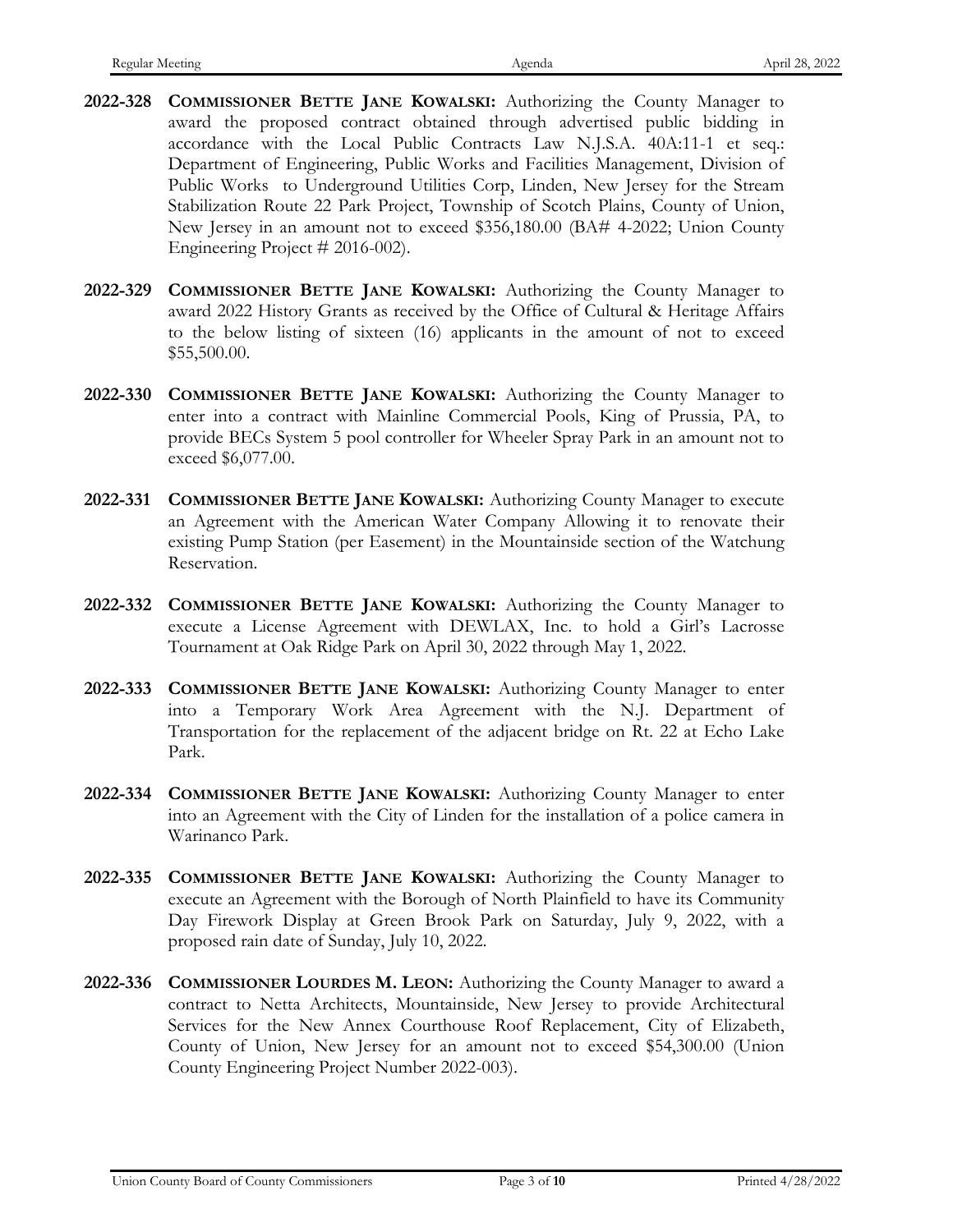**2022-328** **COMMISSIONER BETTE JANE KOWALSKI:** Authorizing the County Manager to award the proposed contract obtained through advertised public bidding in accordance with the Local Public Contracts Law N.J.S.A. 40A:11-1 et seq.: Department of Engineering, Public Works and Facilities Management, Division of Public Works to Underground Utilities Corp, Linden, New Jersey for the Stream Stabilization Route 22 Park Project, Township of Scotch Plains, County of Union, New Jersey in an amount not to exceed $356,180.00 (BA# 4-2022; Union County Engineering Project # 2016-002).

**2022-329** **COMMISSIONER BETTE JANE KOWALSKI:** Authorizing the County Manager to award 2022 History Grants as received by the Office of Cultural & Heritage Affairs to the below listing of sixteen (16) applicants in the amount of not to exceed $55,500.00.

**2022-330** **COMMISSIONER BETTE JANE KOWALSKI:** Authorizing the County Manager to enter into a contract with Mainline Commercial Pools, King of Prussia, PA, to provide BECs System 5 pool controller for Wheeler Spray Park in an amount not to exceed $6,077.00.

**2022-331** **COMMISSIONER BETTE JANE KOWALSKI:** Authorizing County Manager to execute an Agreement with the American Water Company Allowing it to renovate their existing Pump Station (per Easement) in the Mountainside section of the Watchung Reservation.

**2022-332** **COMMISSIONER BETTE JANE KOWALSKI:** Authorizing the County Manager to execute a License Agreement with DEWLAX, Inc. to hold a Girl's Lacrosse Tournament at Oak Ridge Park on April 30, 2022 through May 1, 2022.

**2022-333** **COMMISSIONER BETTE JANE KOWALSKI:** Authorizing County Manager to enter into a Temporary Work Area Agreement with the N.J. Department of Transportation for the replacement of the adjacent bridge on Rt. 22 at Echo Lake Park.

**2022-334** **COMMISSIONER BETTE JANE KOWALSKI:** Authorizing County Manager to enter into an Agreement with the City of Linden for the installation of a police camera in Warinanco Park.

**2022-335** **COMMISSIONER BETTE JANE KOWALSKI:** Authorizing the County Manager to execute an Agreement with the Borough of North Plainfield to have its Community Day Firework Display at Green Brook Park on Saturday, July 9, 2022, with a proposed rain date of Sunday, July 10, 2022.

**2022-336** **COMMISSIONER LOURDES M. LEON:** Authorizing the County Manager to award a contract to Netta Architects, Mountainside, New Jersey to provide Architectural Services for the New Annex Courthouse Roof Replacement, City of Elizabeth, County of Union, New Jersey for an amount not to exceed $54,300.00 (Union County Engineering Project Number 2022-003).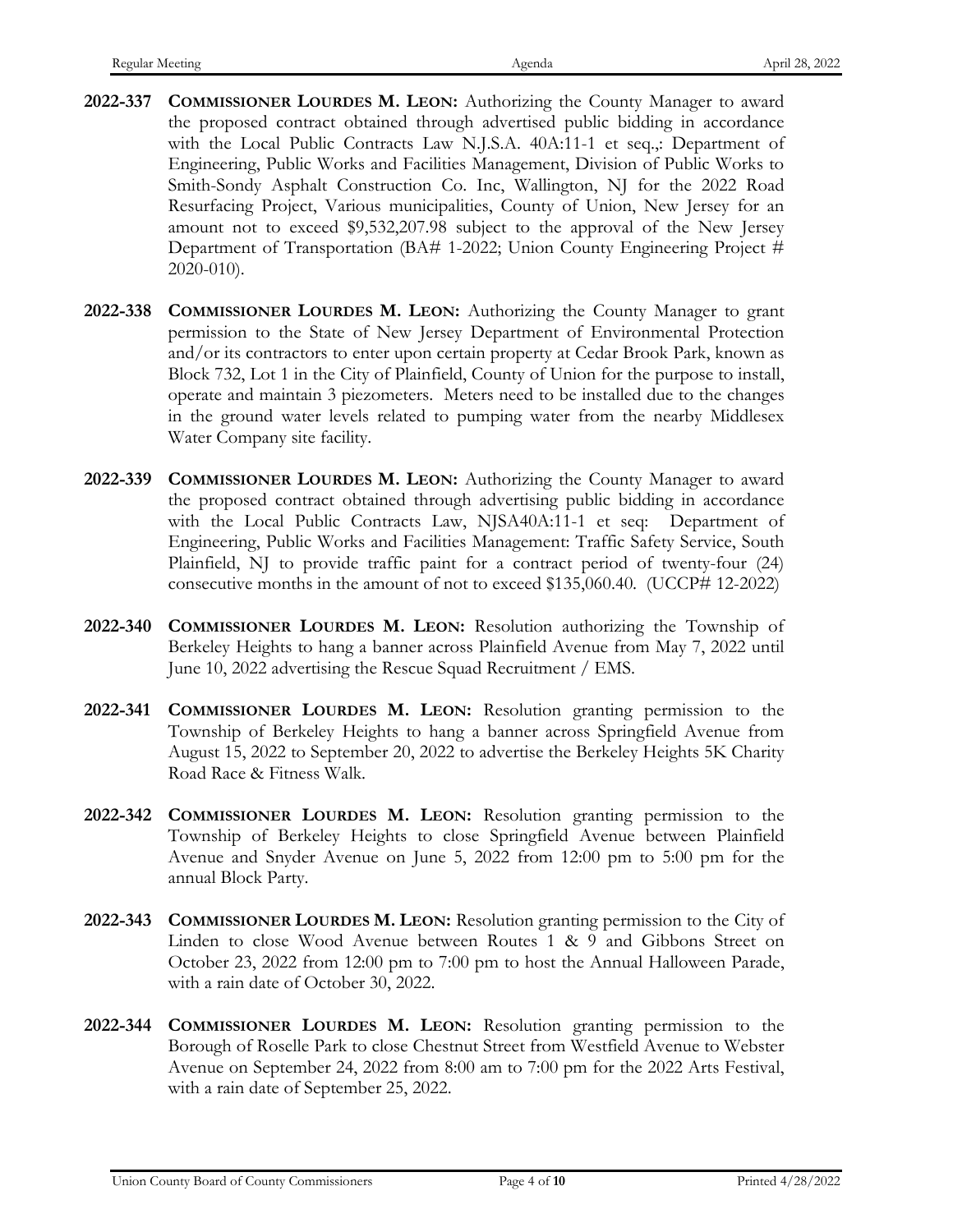**2022-337** **COMMISSIONER LOURDES M. LEON:** Authorizing the County Manager to award the proposed contract obtained through advertised public bidding in accordance with the Local Public Contracts Law N.J.S.A. 40A:11-1 et seq.,: Department of Engineering, Public Works and Facilities Management, Division of Public Works to Smith-Sondy Asphalt Construction Co. Inc, Wallington, NJ for the 2022 Road Resurfacing Project, Various municipalities, County of Union, New Jersey for an amount not to exceed $9,532,207.98 subject to the approval of the New Jersey Department of Transportation (BA# 1-2022; Union County Engineering Project # 2020-010).

**2022-338** **COMMISSIONER LOURDES M. LEON:** Authorizing the County Manager to grant permission to the State of New Jersey Department of Environmental Protection and/or its contractors to enter upon certain property at Cedar Brook Park, known as Block 732, Lot 1 in the City of Plainfield, County of Union for the purpose to install, operate and maintain 3 piezometers. Meters need to be installed due to the changes in the ground water levels related to pumping water from the nearby Middlesex Water Company site facility.

**2022-339** **COMMISSIONER LOURDES M. LEON:** Authorizing the County Manager to award the proposed contract obtained through advertising public bidding in accordance with the Local Public Contracts Law, NJSA40A:11-1 et seq: Department of Engineering, Public Works and Facilities Management: Traffic Safety Service, South Plainfield, NJ to provide traffic paint for a contract period of twenty-four (24) consecutive months in the amount of not to exceed $135,060.40. (UCCP# 12-2022)

**2022-340** **COMMISSIONER LOURDES M. LEON:** Resolution authorizing the Township of Berkeley Heights to hang a banner across Plainfield Avenue from May 7, 2022 until June 10, 2022 advertising the Rescue Squad Recruitment / EMS.

**2022-341** **COMMISSIONER LOURDES M. LEON:** Resolution granting permission to the Township of Berkeley Heights to hang a banner across Springfield Avenue from August 15, 2022 to September 20, 2022 to advertise the Berkeley Heights 5K Charity Road Race & Fitness Walk.

**2022-342** **COMMISSIONER LOURDES M. LEON:** Resolution granting permission to the Township of Berkeley Heights to close Springfield Avenue between Plainfield Avenue and Snyder Avenue on June 5, 2022 from 12:00 pm to 5:00 pm for the annual Block Party.

**2022-343** **COMMISSIONER LOURDES M. LEON:** Resolution granting permission to the City of Linden to close Wood Avenue between Routes 1 & 9 and Gibbons Street on October 23, 2022 from 12:00 pm to 7:00 pm to host the Annual Halloween Parade, with a rain date of October 30, 2022.

**2022-344** **COMMISSIONER LOURDES M. LEON:** Resolution granting permission to the Borough of Roselle Park to close Chestnut Street from Westfield Avenue to Webster Avenue on September 24, 2022 from 8:00 am to 7:00 pm for the 2022 Arts Festival, with a rain date of September 25, 2022.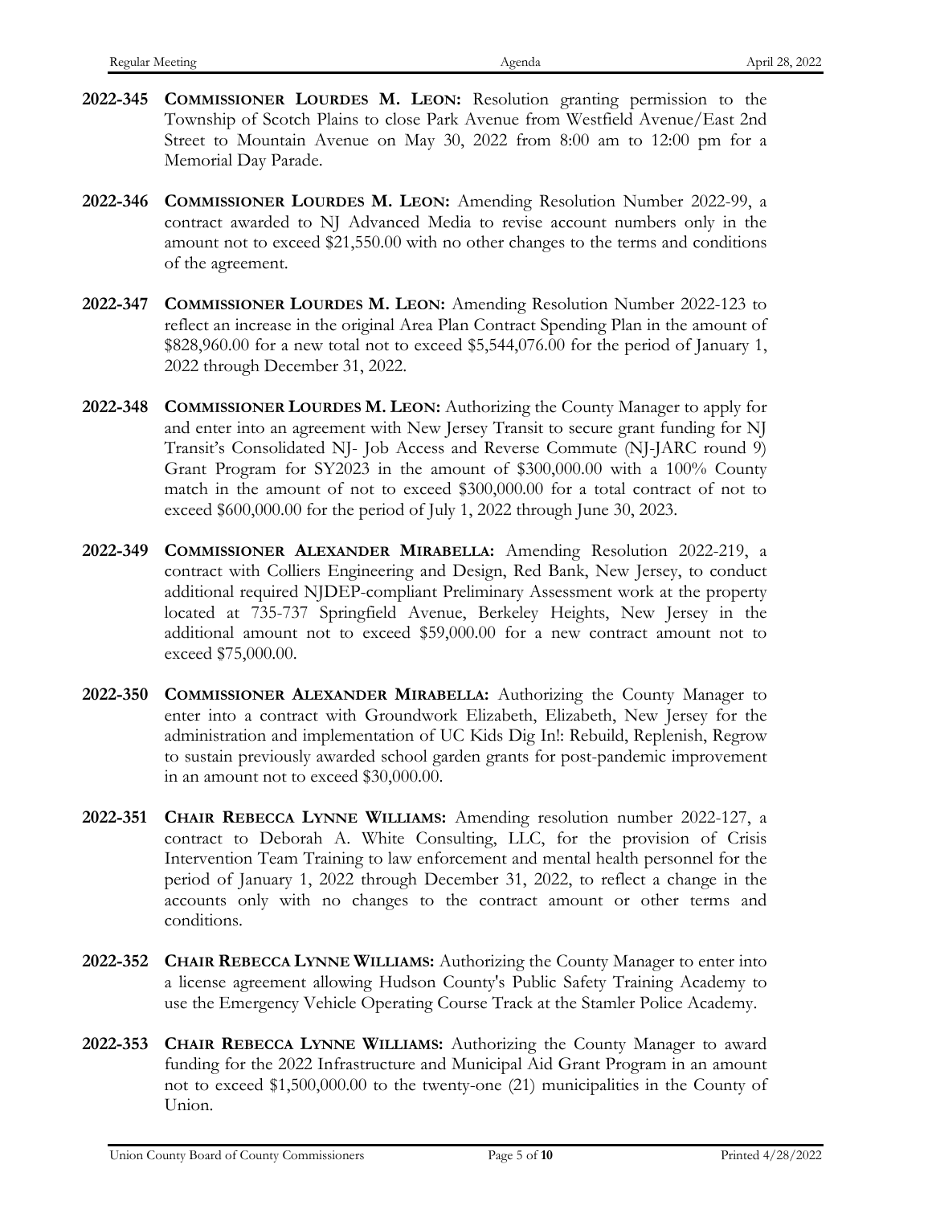**2022-345** **COMMISSIONER LOURDES M. LEON:** Resolution granting permission to the Township of Scotch Plains to close Park Avenue from Westfield Avenue/East 2nd Street to Mountain Avenue on May 30, 2022 from 8:00 am to 12:00 pm for a Memorial Day Parade.

**2022-346** **COMMISSIONER LOURDES M. LEON:** Amending Resolution Number 2022-99, a contract awarded to NJ Advanced Media to revise account numbers only in the amount not to exceed $21,550.00 with no other changes to the terms and conditions of the agreement.

**2022-347** **COMMISSIONER LOURDES M. LEON:** Amending Resolution Number 2022-123 to reflect an increase in the original Area Plan Contract Spending Plan in the amount of $828,960.00 for a new total not to exceed $5,544,076.00 for the period of January 1, 2022 through December 31, 2022.

**2022-348** **COMMISSIONER LOURDES M. LEON:** Authorizing the County Manager to apply for and enter into an agreement with New Jersey Transit to secure grant funding for NJ Transit's Consolidated NJ- Job Access and Reverse Commute (NJ-JARC round 9) Grant Program for SY2023 in the amount of $300,000.00 with a 100% County match in the amount of not to exceed $300,000.00 for a total contract of not to exceed $600,000.00 for the period of July 1, 2022 through June 30, 2023.

**2022-349** **COMMISSIONER ALEXANDER MIRABELLA:** Amending Resolution 2022-219, a contract with Colliers Engineering and Design, Red Bank, New Jersey, to conduct additional required NJDEP-compliant Preliminary Assessment work at the property located at 735-737 Springfield Avenue, Berkeley Heights, New Jersey in the additional amount not to exceed $59,000.00 for a new contract amount not to exceed $75,000.00.

**2022-350** **COMMISSIONER ALEXANDER MIRABELLA:** Authorizing the County Manager to enter into a contract with Groundwork Elizabeth, Elizabeth, New Jersey for the administration and implementation of UC Kids Dig In!: Rebuild, Replenish, Regrow to sustain previously awarded school garden grants for post-pandemic improvement in an amount not to exceed $30,000.00.

**2022-351** **CHAIR REBECCA LYNNE WILLIAMS:** Amending resolution number 2022-127, a contract to Deborah A. White Consulting, LLC, for the provision of Crisis Intervention Team Training to law enforcement and mental health personnel for the period of January 1, 2022 through December 31, 2022, to reflect a change in the accounts only with no changes to the contract amount or other terms and conditions.

**2022-352** **CHAIR REBECCA LYNNE WILLIAMS:** Authorizing the County Manager to enter into a license agreement allowing Hudson County's Public Safety Training Academy to use the Emergency Vehicle Operating Course Track at the Stamler Police Academy.

**2022-353** **CHAIR REBECCA LYNNE WILLIAMS:** Authorizing the County Manager to award funding for the 2022 Infrastructure and Municipal Aid Grant Program in an amount not to exceed $1,500,000.00 to the twenty-one (21) municipalities in the County of Union.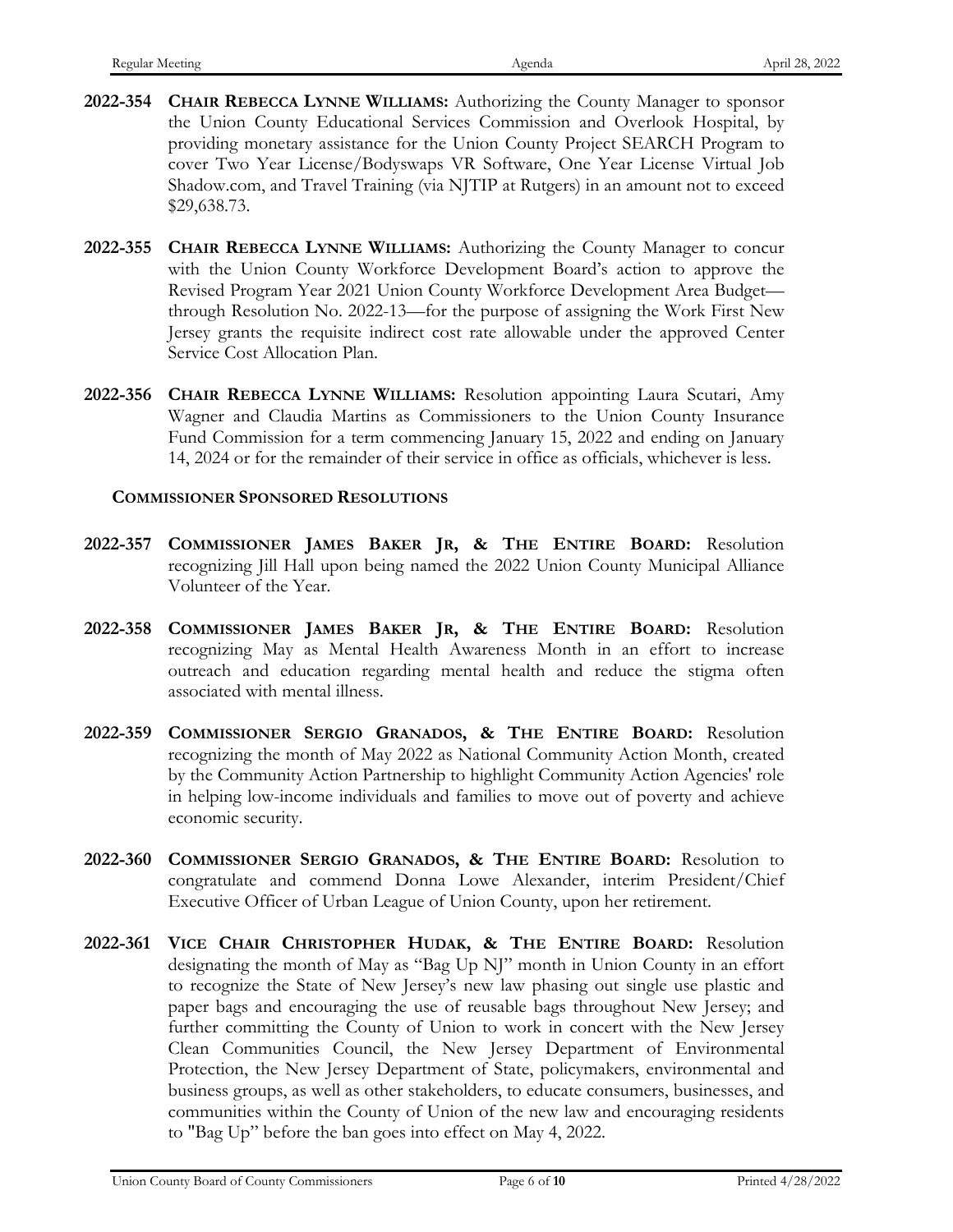**2022-354** **CHAIR REBECCA LYNNE WILLIAMS:** Authorizing the County Manager to sponsor the Union County Educational Services Commission and Overlook Hospital, by providing monetary assistance for the Union County Project SEARCH Program to cover Two Year License/Bodyswaps VR Software, One Year License Virtual Job Shadow.com, and Travel Training (via NJTIP at Rutgers) in an amount not to exceed $29,638.73.

**2022-355** **CHAIR REBECCA LYNNE WILLIAMS:** Authorizing the County Manager to concur with the Union County Workforce Development Board's action to approve the Revised Program Year 2021 Union County Workforce Development Area Budget—through Resolution No. 2022-13—for the purpose of assigning the Work First New Jersey grants the requisite indirect cost rate allowable under the approved Center Service Cost Allocation Plan.

**2022-356** **CHAIR REBECCA LYNNE WILLIAMS:** Resolution appointing Laura Scutari, Amy Wagner and Claudia Martins as Commissioners to the Union County Insurance Fund Commission for a term commencing January 15, 2022 and ending on January 14, 2024 or for the remainder of their service in office as officials, whichever is less.

**COMMISSIONER SPONSORED RESOLUTIONS**

**2022-357** **COMMISSIONER JAMES BAKER JR, & THE ENTIRE BOARD:** Resolution recognizing Jill Hall upon being named the 2022 Union County Municipal Alliance Volunteer of the Year.

**2022-358** **COMMISSIONER JAMES BAKER JR, & THE ENTIRE BOARD:** Resolution recognizing May as Mental Health Awareness Month in an effort to increase outreach and education regarding mental health and reduce the stigma often associated with mental illness.

**2022-359** **COMMISSIONER SERGIO GRANADOS, & THE ENTIRE BOARD:** Resolution recognizing the month of May 2022 as National Community Action Month, created by the Community Action Partnership to highlight Community Action Agencies' role in helping low-income individuals and families to move out of poverty and achieve economic security.

**2022-360** **COMMISSIONER SERGIO GRANADOS, & THE ENTIRE BOARD:** Resolution to congratulate and commend Donna Lowe Alexander, interim President/Chief Executive Officer of Urban League of Union County, upon her retirement.

**2022-361** **VICE CHAIR CHRISTOPHER HUDAK, & THE ENTIRE BOARD:** Resolution designating the month of May as "Bag Up NJ" month in Union County in an effort to recognize the State of New Jersey's new law phasing out single use plastic and paper bags and encouraging the use of reusable bags throughout New Jersey; and further committing the County of Union to work in concert with the New Jersey Clean Communities Council, the New Jersey Department of Environmental Protection, the New Jersey Department of State, policymakers, environmental and business groups, as well as other stakeholders, to educate consumers, businesses, and communities within the County of Union of the new law and encouraging residents to "Bag Up" before the ban goes into effect on May 4, 2022.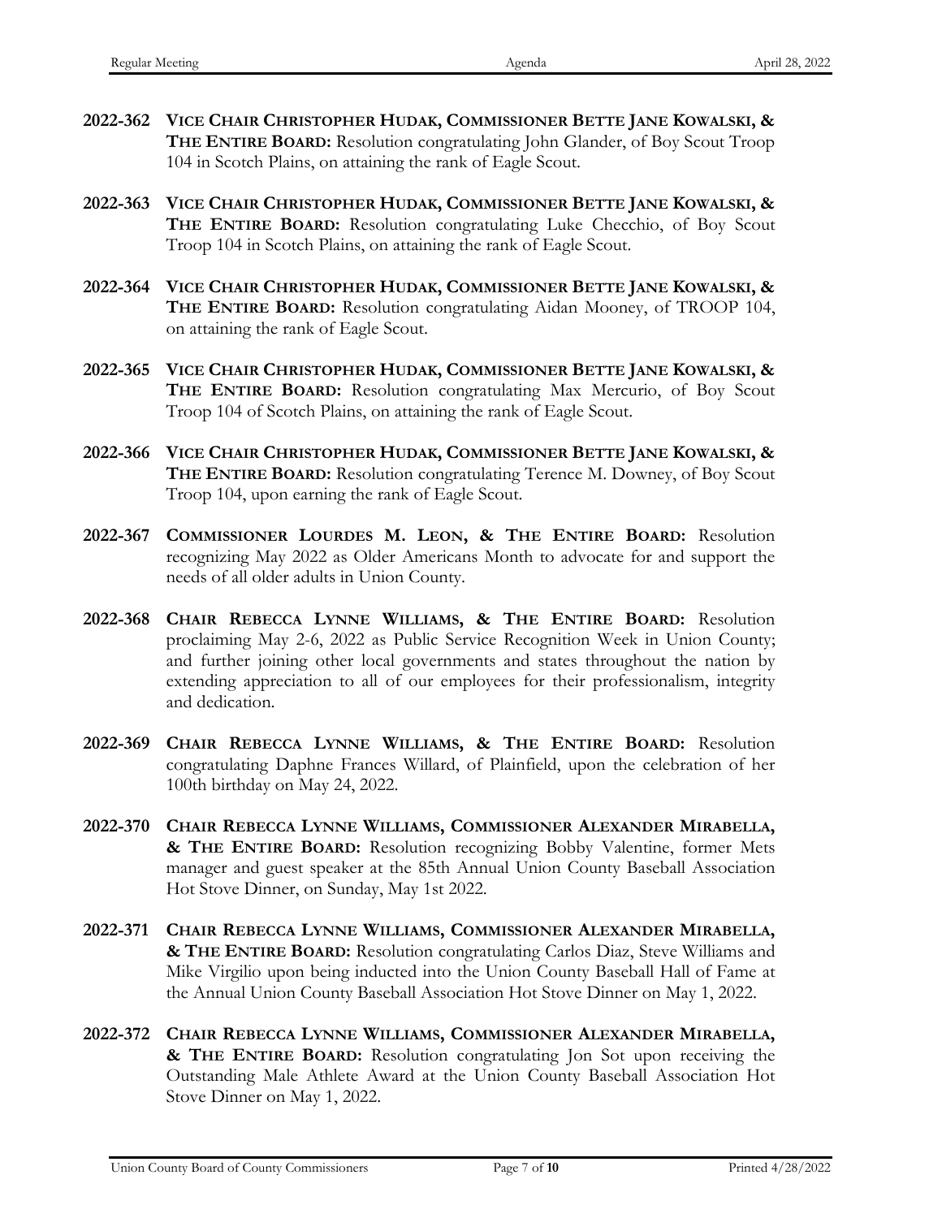**2022-362** **VICE CHAIR CHRISTOPHER HUDAK, COMMISSIONER BETTE JANE KOWALSKI, & THE ENTIRE BOARD:** Resolution congratulating John Glander, of Boy Scout Troop 104 in Scotch Plains, on attaining the rank of Eagle Scout.

**2022-363** **VICE CHAIR CHRISTOPHER HUDAK, COMMISSIONER BETTE JANE KOWALSKI, & THE ENTIRE BOARD:** Resolution congratulating Luke Checchio, of Boy Scout Troop 104 in Scotch Plains, on attaining the rank of Eagle Scout.

**2022-364** **VICE CHAIR CHRISTOPHER HUDAK, COMMISSIONER BETTE JANE KOWALSKI, & THE ENTIRE BOARD:** Resolution congratulating Aidan Mooney, of TROOP 104, on attaining the rank of Eagle Scout.

**2022-365** **VICE CHAIR CHRISTOPHER HUDAK, COMMISSIONER BETTE JANE KOWALSKI, & THE ENTIRE BOARD:** Resolution congratulating Max Mercurio, of Boy Scout Troop 104 of Scotch Plains, on attaining the rank of Eagle Scout.

**2022-366** **VICE CHAIR CHRISTOPHER HUDAK, COMMISSIONER BETTE JANE KOWALSKI, & THE ENTIRE BOARD:** Resolution congratulating Terence M. Downey, of Boy Scout Troop 104, upon earning the rank of Eagle Scout.

**2022-367** **COMMISSIONER LOURDES M. LEON, & THE ENTIRE BOARD:** Resolution recognizing May 2022 as Older Americans Month to advocate for and support the needs of all older adults in Union County.

**2022-368** **CHAIR REBECCA LYNNE WILLIAMS, & THE ENTIRE BOARD:** Resolution proclaiming May 2-6, 2022 as Public Service Recognition Week in Union County; and further joining other local governments and states throughout the nation by extending appreciation to all of our employees for their professionalism, integrity and dedication.

**2022-369** **CHAIR REBECCA LYNNE WILLIAMS, & THE ENTIRE BOARD:** Resolution congratulating Daphne Frances Willard, of Plainfield, upon the celebration of her 100th birthday on May 24, 2022.

**2022-370** **CHAIR REBECCA LYNNE WILLIAMS, COMMISSIONER ALEXANDER MIRABELLA, & THE ENTIRE BOARD:** Resolution recognizing Bobby Valentine, former Mets manager and guest speaker at the 85th Annual Union County Baseball Association Hot Stove Dinner, on Sunday, May 1st 2022.

**2022-371** **CHAIR REBECCA LYNNE WILLIAMS, COMMISSIONER ALEXANDER MIRABELLA, & THE ENTIRE BOARD:** Resolution congratulating Carlos Diaz, Steve Williams and Mike Virgilio upon being inducted into the Union County Baseball Hall of Fame at the Annual Union County Baseball Association Hot Stove Dinner on May 1, 2022.

**2022-372** **CHAIR REBECCA LYNNE WILLIAMS, COMMISSIONER ALEXANDER MIRABELLA, & THE ENTIRE BOARD:** Resolution congratulating Jon Sot upon receiving the Outstanding Male Athlete Award at the Union County Baseball Association Hot Stove Dinner on May 1, 2022.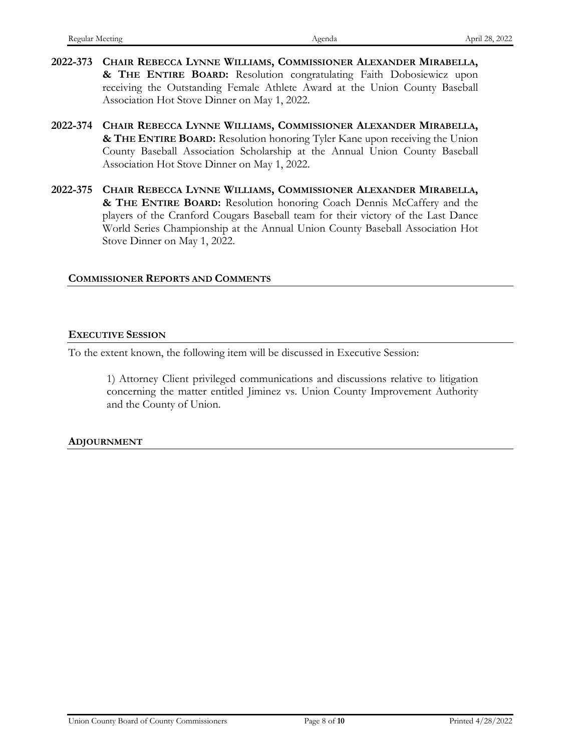**2022-373** **CHAIR REBECCA LYNNE WILLIAMS, COMMISSIONER ALEXANDER MIRABELLA, & THE ENTIRE BOARD:** Resolution congratulating Faith Dobosiewicz upon receiving the Outstanding Female Athlete Award at the Union County Baseball Association Hot Stove Dinner on May 1, 2022.

**2022-374** **CHAIR REBECCA LYNNE WILLIAMS, COMMISSIONER ALEXANDER MIRABELLA, & THE ENTIRE BOARD:** Resolution honoring Tyler Kane upon receiving the Union County Baseball Association Scholarship at the Annual Union County Baseball Association Hot Stove Dinner on May 1, 2022.

**2022-375** **CHAIR REBECCA LYNNE WILLIAMS, COMMISSIONER ALEXANDER MIRABELLA, & THE ENTIRE BOARD:** Resolution honoring Coach Dennis McCaffery and the players of the Cranford Cougars Baseball team for their victory of the Last Dance World Series Championship at the Annual Union County Baseball Association Hot Stove Dinner on May 1, 2022.

## COMMISSIONER REPORTS AND COMMENTS

## EXECUTIVE SESSION

To the extent known, the following item will be discussed in Executive Session:

1) Attorney Client privileged communications and discussions relative to litigation concerning the matter entitled Jiminez vs. Union County Improvement Authority and the County of Union.

## ADJOURNMENT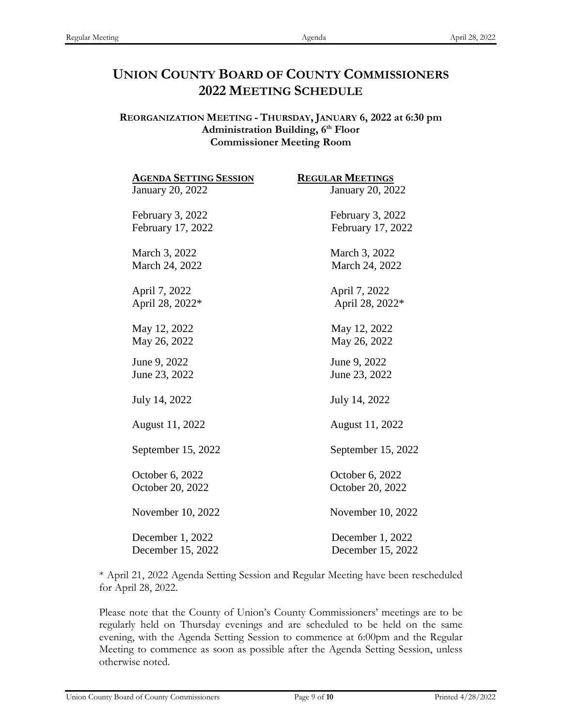# UNION COUNTY BOARD OF COUNTY COMMISSIONERS
# 2022 MEETING SCHEDULE

**REORGANIZATION MEETING - THURSDAY, JANUARY 6, 2022 at 6:30 pm**
**Administration Building, 6th Floor**
**Commissioner Meeting Room**

| AGENDA SETTING SESSION | REGULAR MEETINGS |
|---|---|
| January 20, 2022 | January 20, 2022 |
| February 3, 2022 | February 3, 2022 |
| February 17, 2022 | February 17, 2022 |
| March 3, 2022 | March 3, 2022 |
| March 24, 2022 | March 24, 2022 |
| April 7, 2022 | April 7, 2022 |
| April 28, 2022* | April 28, 2022* |
| May 12, 2022 | May 12, 2022 |
| May 26, 2022 | May 26, 2022 |
| June 9, 2022 | June 9, 2022 |
| June 23, 2022 | June 23, 2022 |
| July 14, 2022 | July 14, 2022 |
| August 11, 2022 | August 11, 2022 |
| September 15, 2022 | September 15, 2022 |
| October 6, 2022 | October 6, 2022 |
| October 20, 2022 | October 20, 2022 |
| November 10, 2022 | November 10, 2022 |
| December 1, 2022 | December 1, 2022 |
| December 15, 2022 | December 15, 2022 |

* April 21, 2022 Agenda Setting Session and Regular Meeting have been rescheduled for April 28, 2022.

Please note that the County of Union's County Commissioners' meetings are to be regularly held on Thursday evenings and are scheduled to be held on the same evening, with the Agenda Setting Session to commence at 6:00pm and the Regular Meeting to commence as soon as possible after the Agenda Setting Session, unless otherwise noted.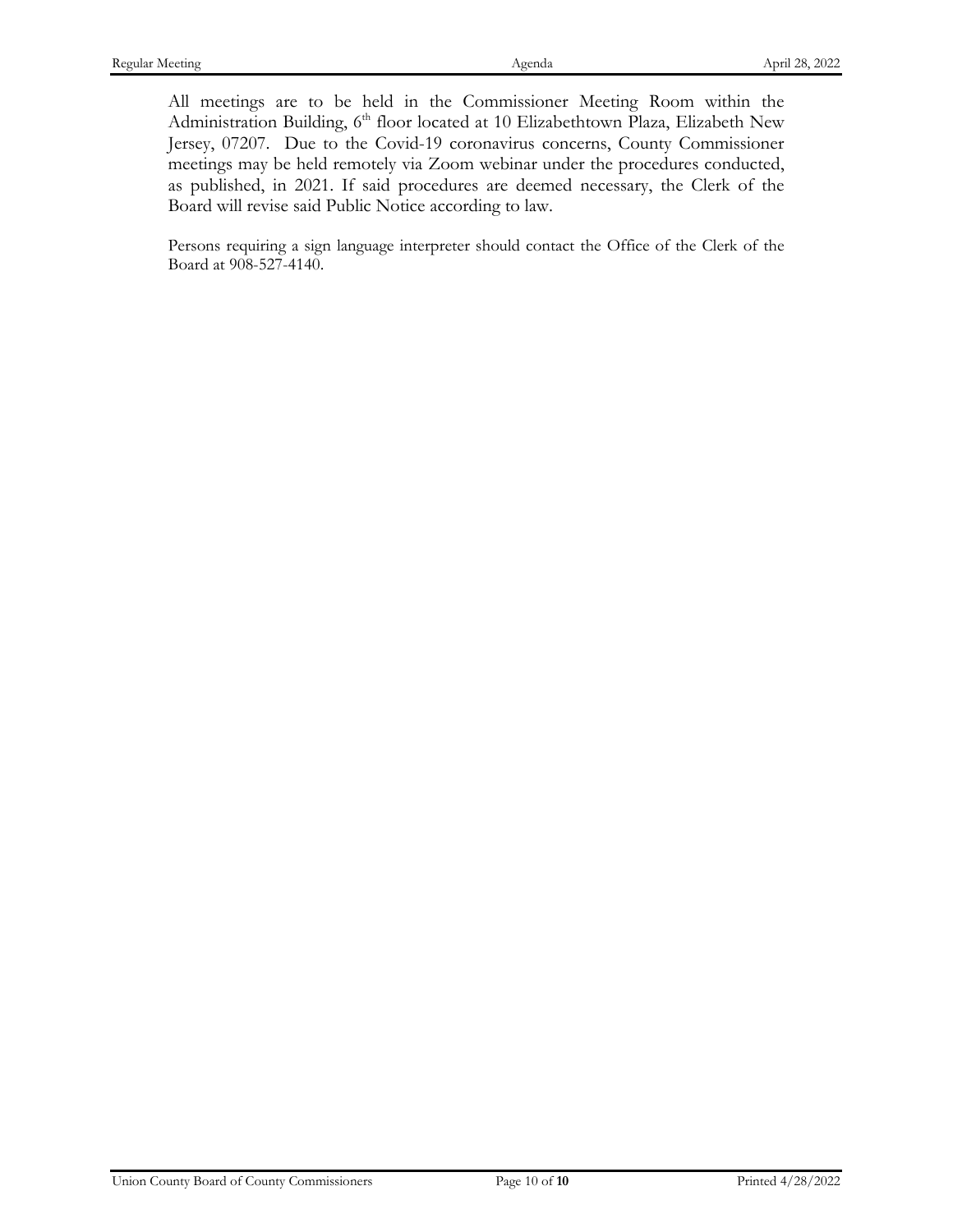All meetings are to be held in the Commissioner Meeting Room within the Administration Building, 6th floor located at 10 Elizabethtown Plaza, Elizabeth New Jersey, 07207. Due to the Covid-19 coronavirus concerns, County Commissioner meetings may be held remotely via Zoom webinar under the procedures conducted, as published, in 2021. If said procedures are deemed necessary, the Clerk of the Board will revise said Public Notice according to law.

Persons requiring a sign language interpreter should contact the Office of the Clerk of the Board at 908-527-4140.